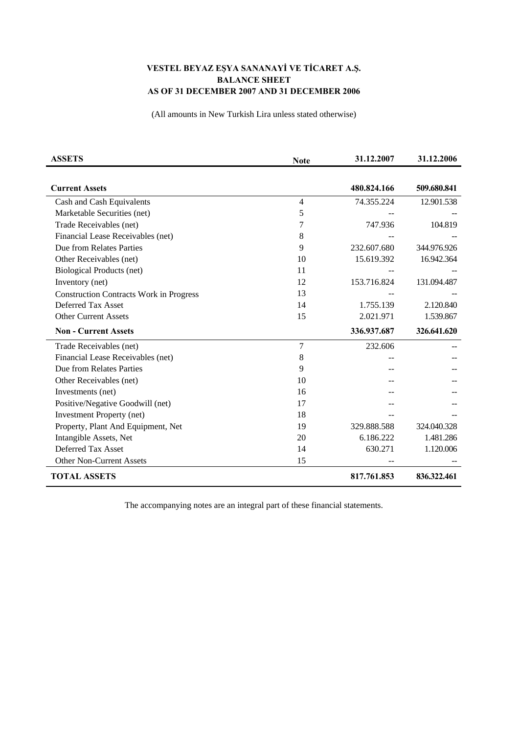# VESTEL BEYAZ EŞYA SANANAYİ VE TİCARET A.Ş.
## BALANCE SHEET
## AS OF 31 DECEMBER 2007 AND 31 DECEMBER 2006

(All amounts in New Turkish Lira unless stated otherwise)

| ASSETS | Note | 31.12.2007 | 31.12.2006 |
|---|---|---|---|
| **Current Assets** | | **480.824.166** | **509.680.841** |
| Cash and Cash Equivalents | 4 | 74.355.224 | 12.901.538 |
| Marketable Securities (net) | 5 | -- | -- |
| Trade Receivables (net) | 7 | 747.936 | 104.819 |
| Financial Lease Receivables (net) | 8 | -- | -- |
| Due from Relates Parties | 9 | 232.607.680 | 344.976.926 |
| Other Receivables (net) | 10 | 15.619.392 | 16.942.364 |
| Biological Products (net) | 11 | -- | -- |
| Inventory (net) | 12 | 153.716.824 | 131.094.487 |
| Construction Contracts Work in Progress | 13 | -- | -- |
| Deferred Tax Asset | 14 | 1.755.139 | 2.120.840 |
| Other Current Assets | 15 | 2.021.971 | 1.539.867 |
| **Non - Current Assets** | | **336.937.687** | **326.641.620** |
| Trade Receivables (net) | 7 | 232.606 | -- |
| Financial Lease Receivables (net) | 8 | -- | -- |
| Due from Relates Parties | 9 | -- | -- |
| Other Receivables (net) | 10 | -- | -- |
| Investments (net) | 16 | -- | -- |
| Positive/Negative Goodwill (net) | 17 | -- | -- |
| Investment Property (net) | 18 | -- | -- |
| Property, Plant And Equipment, Net | 19 | 329.888.588 | 324.040.328 |
| Intangible Assets, Net | 20 | 6.186.222 | 1.481.286 |
| Deferred Tax Asset | 14 | 630.271 | 1.120.006 |
| Other Non-Current Assets | 15 | -- | -- |
| **TOTAL ASSETS** | | **817.761.853** | **836.322.461** |

The accompanying notes are an integral part of these financial statements.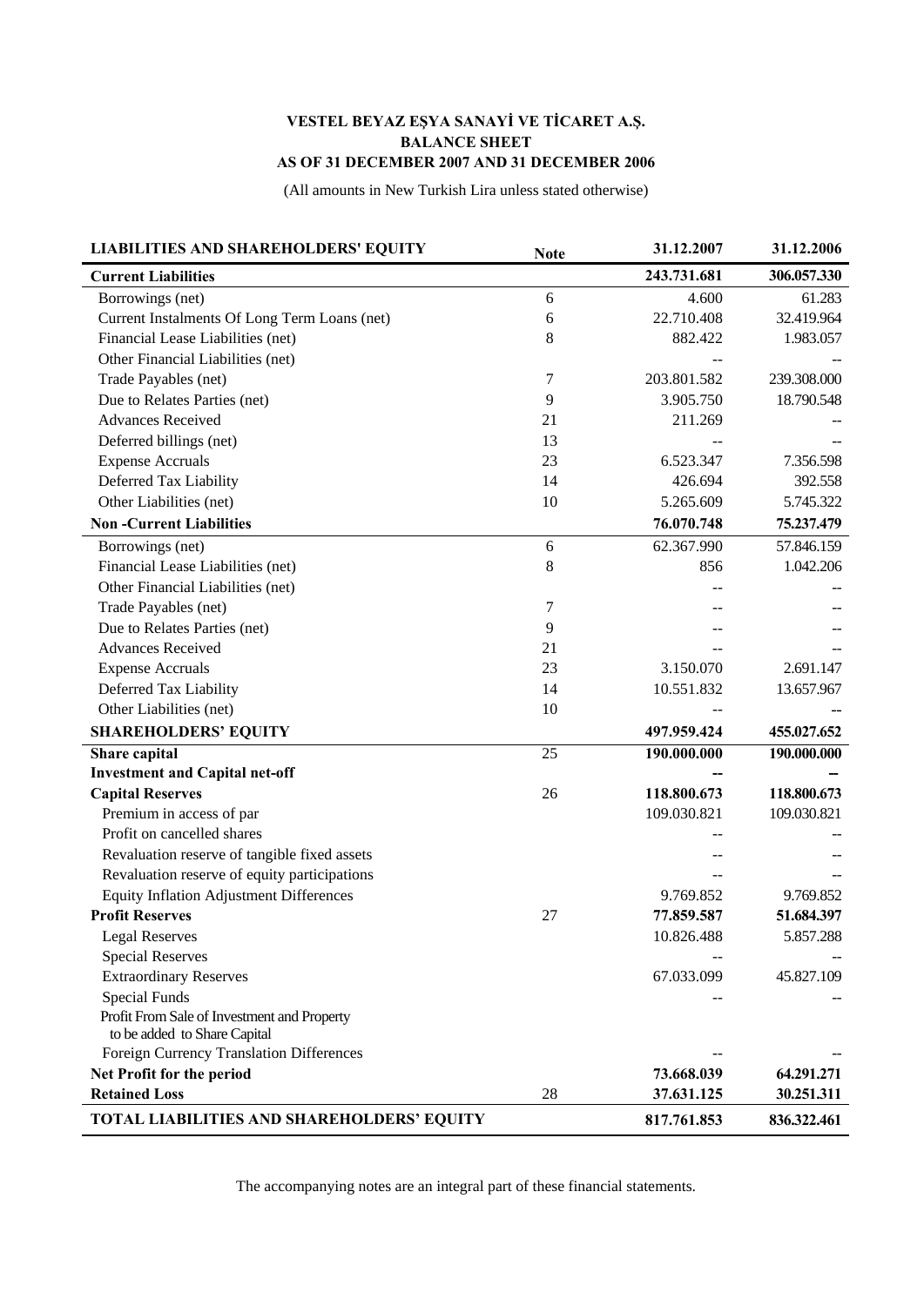**VESTEL BEYAZ EŞYA SANAYİ VE TİCARET A.Ş.**
**BALANCE SHEET**
**AS OF 31 DECEMBER 2007 AND 31 DECEMBER 2006**

(All amounts in New Turkish Lira unless stated otherwise)

| LIABILITIES AND SHAREHOLDERS' EQUITY | Note | 31.12.2007 | 31.12.2006 |
|---|---|---|---|
| **Current Liabilities** | | **243.731.681** | **306.057.330** |
| Borrowings (net) | 6 | 4.600 | 61.283 |
| Current Instalments Of Long Term Loans (net) | 6 | 22.710.408 | 32.419.964 |
| Financial Lease Liabilities (net) | 8 | 882.422 | 1.983.057 |
| Other Financial Liabilities (net) | | -- | -- |
| Trade Payables (net) | 7 | 203.801.582 | 239.308.000 |
| Due to Relates Parties (net) | 9 | 3.905.750 | 18.790.548 |
| Advances Received | 21 | 211.269 | -- |
| Deferred billings (net) | 13 | -- | -- |
| Expense Accruals | 23 | 6.523.347 | 7.356.598 |
| Deferred Tax Liability | 14 | 426.694 | 392.558 |
| Other Liabilities (net) | 10 | 5.265.609 | 5.745.322 |
| **Non -Current Liabilities** | | **76.070.748** | **75.237.479** |
| Borrowings (net) | 6 | 62.367.990 | 57.846.159 |
| Financial Lease Liabilities (net) | 8 | 856 | 1.042.206 |
| Other Financial Liabilities (net) | | -- | -- |
| Trade Payables (net) | 7 | -- | -- |
| Due to Relates Parties (net) | 9 | -- | -- |
| Advances Received | 21 | -- | -- |
| Expense Accruals | 23 | 3.150.070 | 2.691.147 |
| Deferred Tax Liability | 14 | 10.551.832 | 13.657.967 |
| Other Liabilities (net) | 10 | -- | -- |
| **SHAREHOLDERS' EQUITY** | | **497.959.424** | **455.027.652** |
| **Share capital** | 25 | **190.000.000** | **190.000.000** |
| **Investment and Capital net-off** | | **--** | **--** |
| **Capital Reserves** | 26 | **118.800.673** | **118.800.673** |
| Premium in access of par | | 109.030.821 | 109.030.821 |
| Profit on cancelled shares | | -- | -- |
| Revaluation reserve of tangible fixed assets | | -- | -- |
| Revaluation reserve of equity participations | | -- | -- |
| Equity Inflation Adjustment Differences | | 9.769.852 | 9.769.852 |
| **Profit Reserves** | 27 | **77.859.587** | **51.684.397** |
| Legal Reserves | | 10.826.488 | 5.857.288 |
| Special Reserves | | -- | -- |
| Extraordinary Reserves | | 67.033.099 | 45.827.109 |
| Special Funds | | -- | -- |
| Profit From Sale of Investment and Property to be added to Share Capital | | | |
| Foreign Currency Translation Differences | | -- | -- |
| **Net Profit for the period** | | **73.668.039** | **64.291.271** |
| **Retained Loss** | 28 | **37.631.125** | **30.251.311** |
| **TOTAL LIABILITIES AND SHAREHOLDERS' EQUITY** | | **817.761.853** | **836.322.461** |

The accompanying notes are an integral part of these financial statements.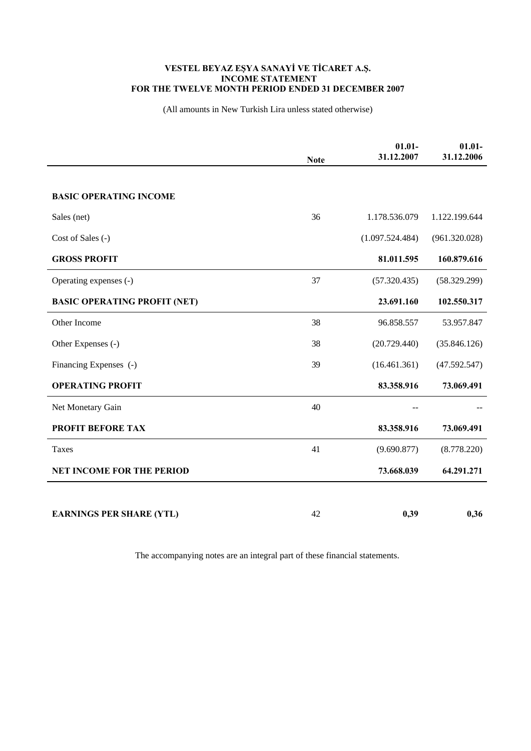**VESTEL BEYAZ EŞYA SANAYİ VE TİCARET A.Ş.**
**INCOME STATEMENT**
**FOR THE TWELVE MONTH PERIOD ENDED 31 DECEMBER 2007**

(All amounts in New Turkish Lira unless stated otherwise)

| | Note | 01.01-31.12.2007 | 01.01-31.12.2006 |
|---|---|---|---|
| **BASIC OPERATING INCOME** | | | |
| Sales (net) | 36 | 1.178.536.079 | 1.122.199.644 |
| Cost of Sales (-) | | (1.097.524.484) | (961.320.028) |
| **GROSS PROFIT** | | **81.011.595** | **160.879.616** |
| Operating expenses (-) | 37 | (57.320.435) | (58.329.299) |
| **BASIC OPERATING PROFIT (NET)** | | **23.691.160** | **102.550.317** |
| Other Income | 38 | 96.858.557 | 53.957.847 |
| Other Expenses (-) | 38 | (20.729.440) | (35.846.126) |
| Financing Expenses (-) | 39 | (16.461.361) | (47.592.547) |
| **OPERATING PROFIT** | | **83.358.916** | **73.069.491** |
| Net Monetary Gain | 40 | -- | -- |
| **PROFIT BEFORE TAX** | | **83.358.916** | **73.069.491** |
| Taxes | 41 | (9.690.877) | (8.778.220) |
| **NET INCOME FOR THE PERIOD** | | **73.668.039** | **64.291.271** |
| **EARNINGS PER SHARE (YTL)** | 42 | **0,39** | **0,36** |

The accompanying notes are an integral part of these financial statements.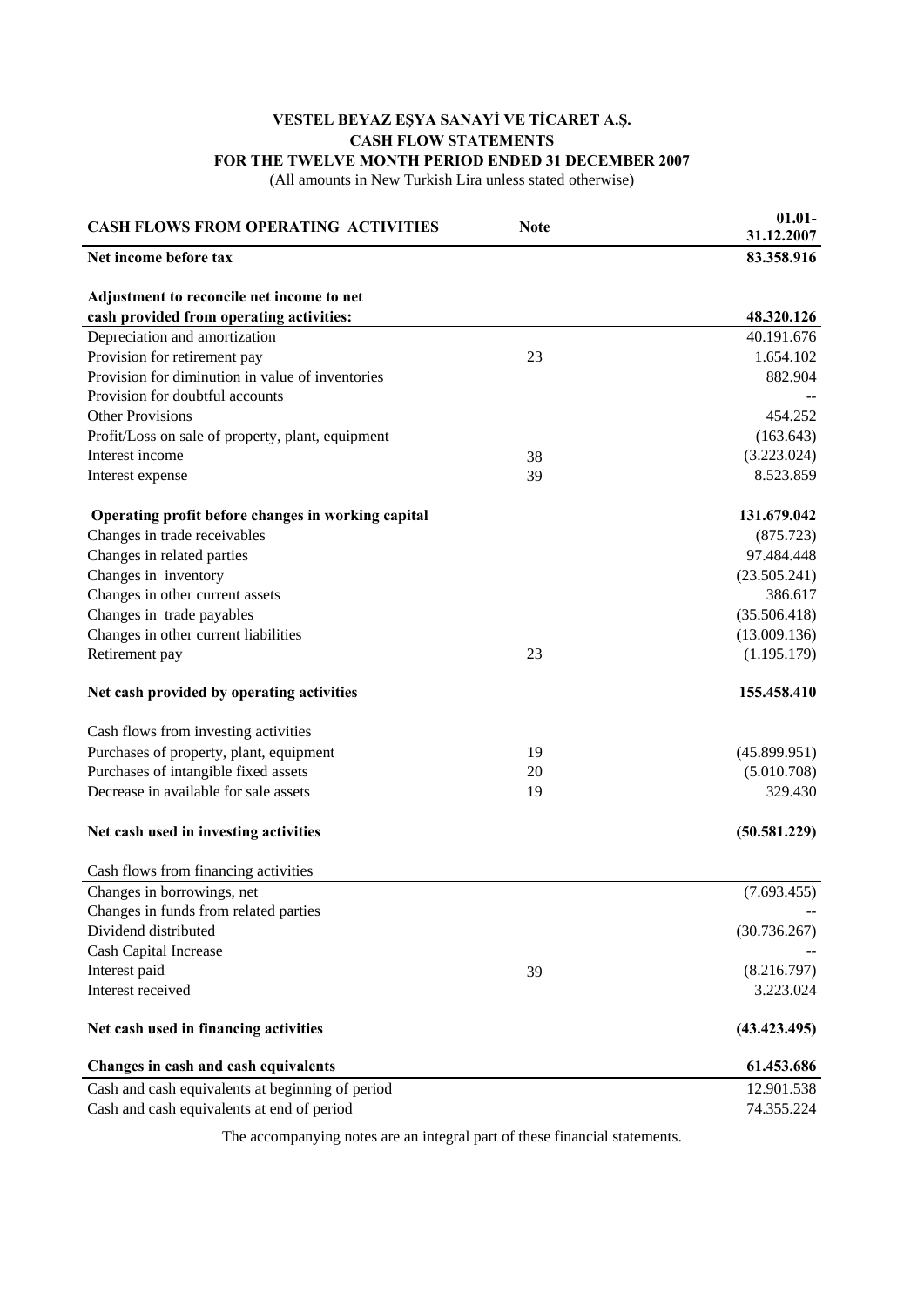# VESTEL BEYAZ EŞYA SANAYİ VE TİCARET A.Ş.
## CASH FLOW STATEMENTS
## FOR THE TWELVE MONTH PERIOD ENDED 31 DECEMBER 2007

(All amounts in New Turkish Lira unless stated otherwise)

| **CASH FLOWS FROM OPERATING ACTIVITIES** | **Note** | **01.01-31.12.2007** |
|---|---|---|
| **Net income before tax** | | **83.358.916** |
| | | |
| **Adjustment to reconcile net income to net cash provided from operating activities:** | | **48.320.126** |
| Depreciation and amortization | | 40.191.676 |
| Provision for retirement pay | 23 | 1.654.102 |
| Provision for diminution in value of inventories | | 882.904 |
| Provision for doubtful accounts | | -- |
| Other Provisions | | 454.252 |
| Profit/Loss on sale of property, plant, equipment | | (163.643) |
| Interest income | 38 | (3.223.024) |
| Interest expense | 39 | 8.523.859 |
| | | |
| **Operating profit before changes in working capital** | | **131.679.042** |
| Changes in trade receivables | | (875.723) |
| Changes in related parties | | 97.484.448 |
| Changes in inventory | | (23.505.241) |
| Changes in other current assets | | 386.617 |
| Changes in trade payables | | (35.506.418) |
| Changes in other current liabilities | | (13.009.136) |
| Retirement pay | 23 | (1.195.179) |
| | | |
| **Net cash provided by operating activities** | | **155.458.410** |
| | | |
| Cash flows from investing activities | | |
| Purchases of property, plant, equipment | 19 | (45.899.951) |
| Purchases of intangible fixed assets | 20 | (5.010.708) |
| Decrease in available for sale assets | 19 | 329.430 |
| | | |
| **Net cash used in investing activities** | | **(50.581.229)** |
| | | |
| Cash flows from financing activities | | |
| Changes in borrowings, net | | (7.693.455) |
| Changes in funds from related parties | | -- |
| Dividend distributed | | (30.736.267) |
| Cash Capital Increase | | -- |
| Interest paid | 39 | (8.216.797) |
| Interest received | | 3.223.024 |
| | | |
| **Net cash used in financing activities** | | **(43.423.495)** |
| | | |
| **Changes in cash and cash equivalents** | | **61.453.686** |
| Cash and cash equivalents at beginning of period | | 12.901.538 |
| Cash and cash equivalents at end of period | | 74.355.224 |

The accompanying notes are an integral part of these financial statements.